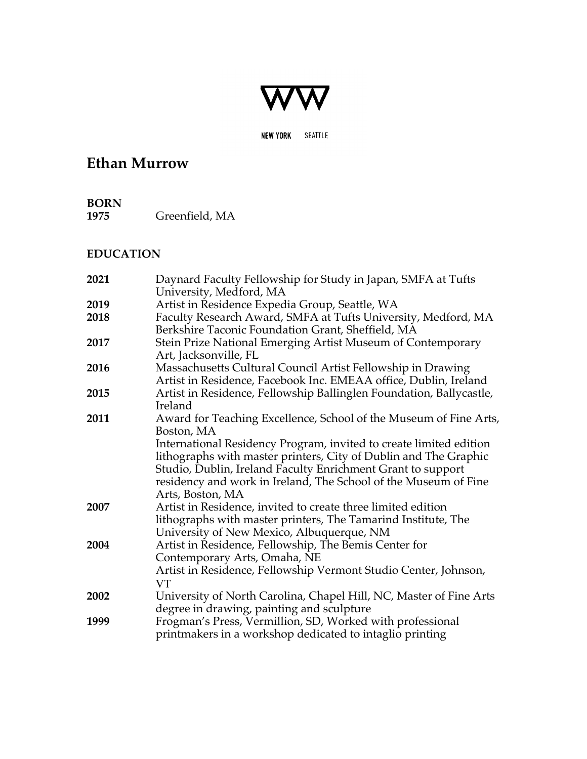WW

NEW YORK SEATTLE

# Ethan Murrow

**BORN**

**1975** Greenfield, MA

**EDUCATION**

| | |
|---|---|
| **2021** | Daynard Faculty Fellowship for Study in Japan, SMFA at Tufts University, Medford, MA |
| **2019** | Artist in Residence Expedia Group, Seattle, WA |
| **2018** | Faculty Research Award, SMFA at Tufts University, Medford, MA |
| | Berkshire Taconic Foundation Grant, Sheffield, MA |
| **2017** | Stein Prize National Emerging Artist Museum of Contemporary Art, Jacksonville, FL |
| **2016** | Massachusetts Cultural Council Artist Fellowship in Drawing |
| | Artist in Residence, Facebook Inc. EMEAA office, Dublin, Ireland |
| **2015** | Artist in Residence, Fellowship Ballinglen Foundation, Ballycastle, Ireland |
| **2011** | Award for Teaching Excellence, School of the Museum of Fine Arts, Boston, MA |
| | International Residency Program, invited to create limited edition lithographs with master printers, City of Dublin and The Graphic Studio, Dublin, Ireland Faculty Enrichment Grant to support residency and work in Ireland, The School of the Museum of Fine Arts, Boston, MA |
| **2007** | Artist in Residence, invited to create three limited edition lithographs with master printers, The Tamarind Institute, The University of New Mexico, Albuquerque, NM |
| **2004** | Artist in Residence, Fellowship, The Bemis Center for Contemporary Arts, Omaha, NE |
| | Artist in Residence, Fellowship Vermont Studio Center, Johnson, VT |
| **2002** | University of North Carolina, Chapel Hill, NC, Master of Fine Arts degree in drawing, painting and sculpture |
| **1999** | Frogman's Press, Vermillion, SD, Worked with professional printmakers in a workshop dedicated to intaglio printing |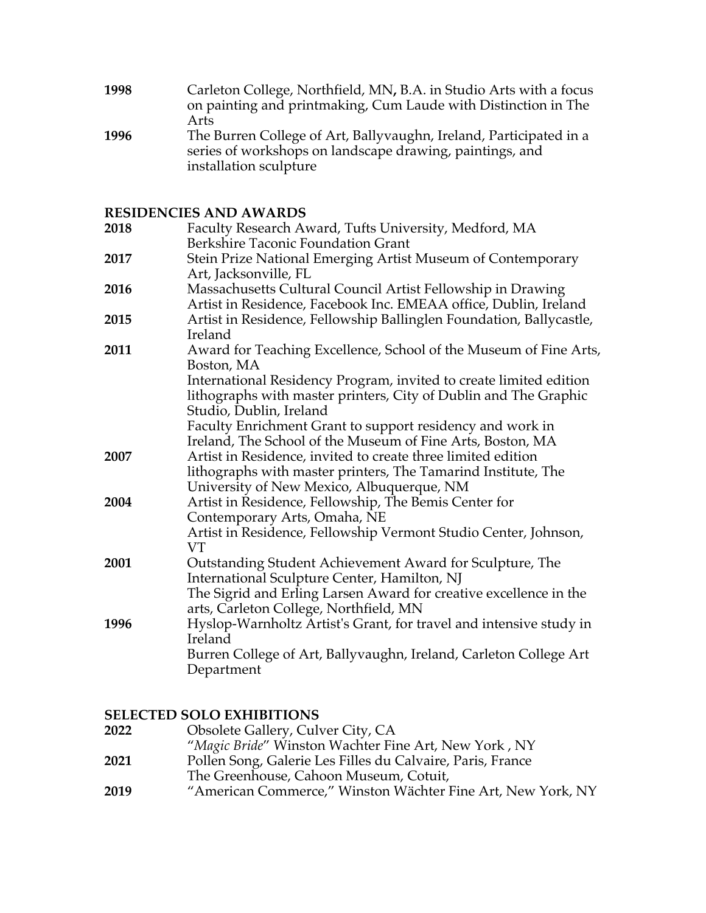**1998** Carleton College, Northfield, MN**,** B.A. in Studio Arts with a focus on painting and printmaking, Cum Laude with Distinction in The Arts

**1996** The Burren College of Art, Ballyvaughn, Ireland, Participated in a series of workshops on landscape drawing, paintings, and installation sculpture

## RESIDENCIES AND AWARDS

**2018** Faculty Research Award, Tufts University, Medford, MA
Berkshire Taconic Foundation Grant

**2017** Stein Prize National Emerging Artist Museum of Contemporary Art, Jacksonville, FL

**2016** Massachusetts Cultural Council Artist Fellowship in Drawing
Artist in Residence, Facebook Inc. EMEAA office, Dublin, Ireland

**2015** Artist in Residence, Fellowship Ballinglen Foundation, Ballycastle, Ireland

**2011** Award for Teaching Excellence, School of the Museum of Fine Arts, Boston, MA
International Residency Program, invited to create limited edition lithographs with master printers, City of Dublin and The Graphic Studio, Dublin, Ireland
Faculty Enrichment Grant to support residency and work in Ireland, The School of the Museum of Fine Arts, Boston, MA

**2007** Artist in Residence, invited to create three limited edition lithographs with master printers, The Tamarind Institute, The University of New Mexico, Albuquerque, NM

**2004** Artist in Residence, Fellowship, The Bemis Center for Contemporary Arts, Omaha, NE
Artist in Residence, Fellowship Vermont Studio Center, Johnson, VT

**2001** Outstanding Student Achievement Award for Sculpture, The International Sculpture Center, Hamilton, NJ
The Sigrid and Erling Larsen Award for creative excellence in the arts, Carleton College, Northfield, MN

**1996** Hyslop-Warnholtz Artist's Grant, for travel and intensive study in Ireland
Burren College of Art, Ballyvaughn, Ireland, Carleton College Art Department

## SELECTED SOLO EXHIBITIONS

**2022** Obsolete Gallery, Culver City, CA
"*Magic Bride*" Winston Wachter Fine Art, New York , NY

**2021** Pollen Song, Galerie Les Filles du Calvaire, Paris, France
The Greenhouse, Cahoon Museum, Cotuit,

**2019** "American Commerce," Winston Wächter Fine Art, New York, NY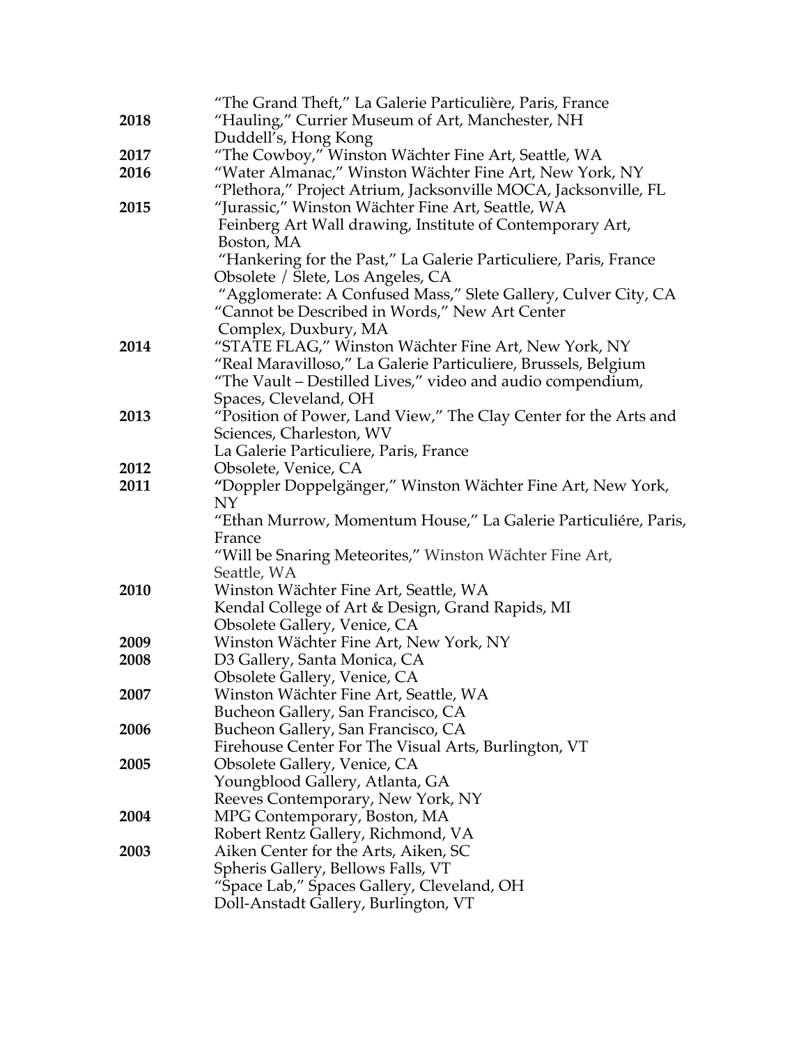| | |
|---|---|
| | "The Grand Theft," La Galerie Particulière, Paris, France |
| **2018** | "Hauling," Currier Museum of Art, Manchester, NH |
| | Duddell's, Hong Kong |
| **2017** | "The Cowboy," Winston Wächter Fine Art, Seattle, WA |
| **2016** | "Water Almanac," Winston Wächter Fine Art, New York, NY |
| | "Plethora," Project Atrium, Jacksonville MOCA, Jacksonville, FL |
| **2015** | "Jurassic," Winston Wächter Fine Art, Seattle, WA |
| | Feinberg Art Wall drawing, Institute of Contemporary Art, Boston, MA |
| | "Hankering for the Past," La Galerie Particuliere, Paris, France |
| | Obsolete / Slete, Los Angeles, CA |
| | "Agglomerate: A Confused Mass," Slete Gallery, Culver City, CA |
| | "Cannot be Described in Words," New Art Center Complex, Duxbury, MA |
| **2014** | "STATE FLAG," Winston Wächter Fine Art, New York, NY |
| | "Real Maravilloso," La Galerie Particuliere, Brussels, Belgium |
| | "The Vault – Destilled Lives," video and audio compendium, Spaces, Cleveland, OH |
| **2013** | "Position of Power, Land View," The Clay Center for the Arts and Sciences, Charleston, WV |
| | La Galerie Particuliere, Paris, France |
| **2012** | Obsolete, Venice, CA |
| **2011** | "Doppler Doppelgänger," Winston Wächter Fine Art, New York, NY |
| | "Ethan Murrow, Momentum House," La Galerie Particuliére, Paris, France |
| | "Will be Snaring Meteorites," Winston Wächter Fine Art, Seattle, WA |
| **2010** | Winston Wächter Fine Art, Seattle, WA |
| | Kendal College of Art & Design, Grand Rapids, MI |
| | Obsolete Gallery, Venice, CA |
| **2009** | Winston Wächter Fine Art, New York, NY |
| **2008** | D3 Gallery, Santa Monica, CA |
| | Obsolete Gallery, Venice, CA |
| **2007** | Winston Wächter Fine Art, Seattle, WA |
| | Bucheon Gallery, San Francisco, CA |
| **2006** | Bucheon Gallery, San Francisco, CA |
| | Firehouse Center For The Visual Arts, Burlington, VT |
| **2005** | Obsolete Gallery, Venice, CA |
| | Youngblood Gallery, Atlanta, GA |
| | Reeves Contemporary, New York, NY |
| **2004** | MPG Contemporary, Boston, MA |
| | Robert Rentz Gallery, Richmond, VA |
| **2003** | Aiken Center for the Arts, Aiken, SC |
| | Spheris Gallery, Bellows Falls, VT |
| | "Space Lab," Spaces Gallery, Cleveland, OH |
| | Doll-Anstadt Gallery, Burlington, VT |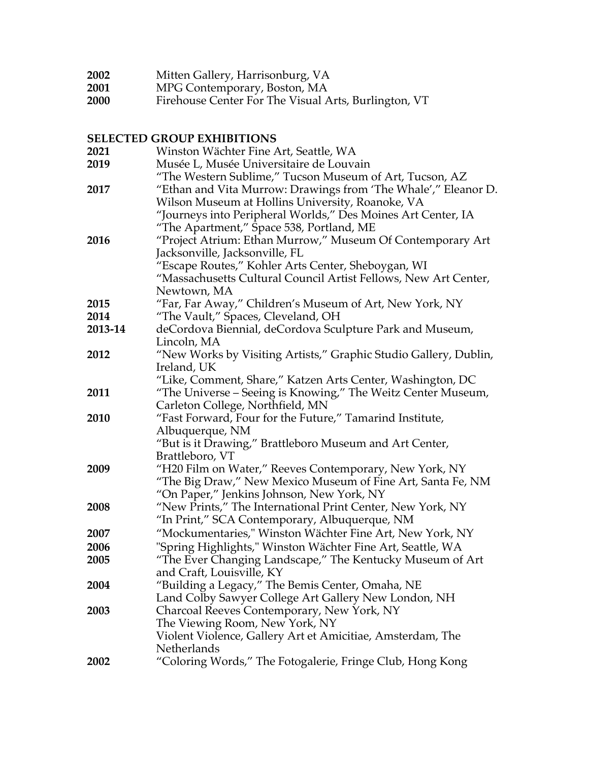**2002** Mitten Gallery, Harrisonburg, VA
**2001** MPG Contemporary, Boston, MA
**2000** Firehouse Center For The Visual Arts, Burlington, VT

**SELECTED GROUP EXHIBITIONS**

**2021** Winston Wächter Fine Art, Seattle, WA
**2019** Musée L, Musée Universitaire de Louvain
"The Western Sublime," Tucson Museum of Art, Tucson, AZ
**2017** "Ethan and Vita Murrow: Drawings from 'The Whale'," Eleanor D. Wilson Museum at Hollins University, Roanoke, VA
"Journeys into Peripheral Worlds," Des Moines Art Center, IA
"The Apartment," Space 538, Portland, ME
**2016** "Project Atrium: Ethan Murrow," Museum Of Contemporary Art Jacksonville, Jacksonville, FL
"Escape Routes," Kohler Arts Center, Sheboygan, WI
"Massachusetts Cultural Council Artist Fellows, New Art Center, Newtown, MA
**2015** "Far, Far Away," Children's Museum of Art, New York, NY
**2014** "The Vault," Spaces, Cleveland, OH
**2013-14** deCordova Biennial, deCordova Sculpture Park and Museum, Lincoln, MA
**2012** "New Works by Visiting Artists," Graphic Studio Gallery, Dublin, Ireland, UK
"Like, Comment, Share," Katzen Arts Center, Washington, DC
**2011** "The Universe – Seeing is Knowing," The Weitz Center Museum, Carleton College, Northfield, MN
**2010** "Fast Forward, Four for the Future," Tamarind Institute, Albuquerque, NM
"But is it Drawing," Brattleboro Museum and Art Center, Brattleboro, VT
**2009** "H20 Film on Water," Reeves Contemporary, New York, NY
"The Big Draw," New Mexico Museum of Fine Art, Santa Fe, NM
"On Paper," Jenkins Johnson, New York, NY
**2008** "New Prints," The International Print Center, New York, NY
"In Print," SCA Contemporary, Albuquerque, NM
**2007** "Mockumentaries," Winston Wächter Fine Art, New York, NY
**2006** "Spring Highlights," Winston Wächter Fine Art, Seattle, WA
**2005** "The Ever Changing Landscape," The Kentucky Museum of Art and Craft, Louisville, KY
**2004** "Building a Legacy," The Bemis Center, Omaha, NE
Land Colby Sawyer College Art Gallery New London, NH
**2003** Charcoal Reeves Contemporary, New York, NY
The Viewing Room, New York, NY
Violent Violence, Gallery Art et Amicitiae, Amsterdam, The Netherlands
**2002** "Coloring Words," The Fotogalerie, Fringe Club, Hong Kong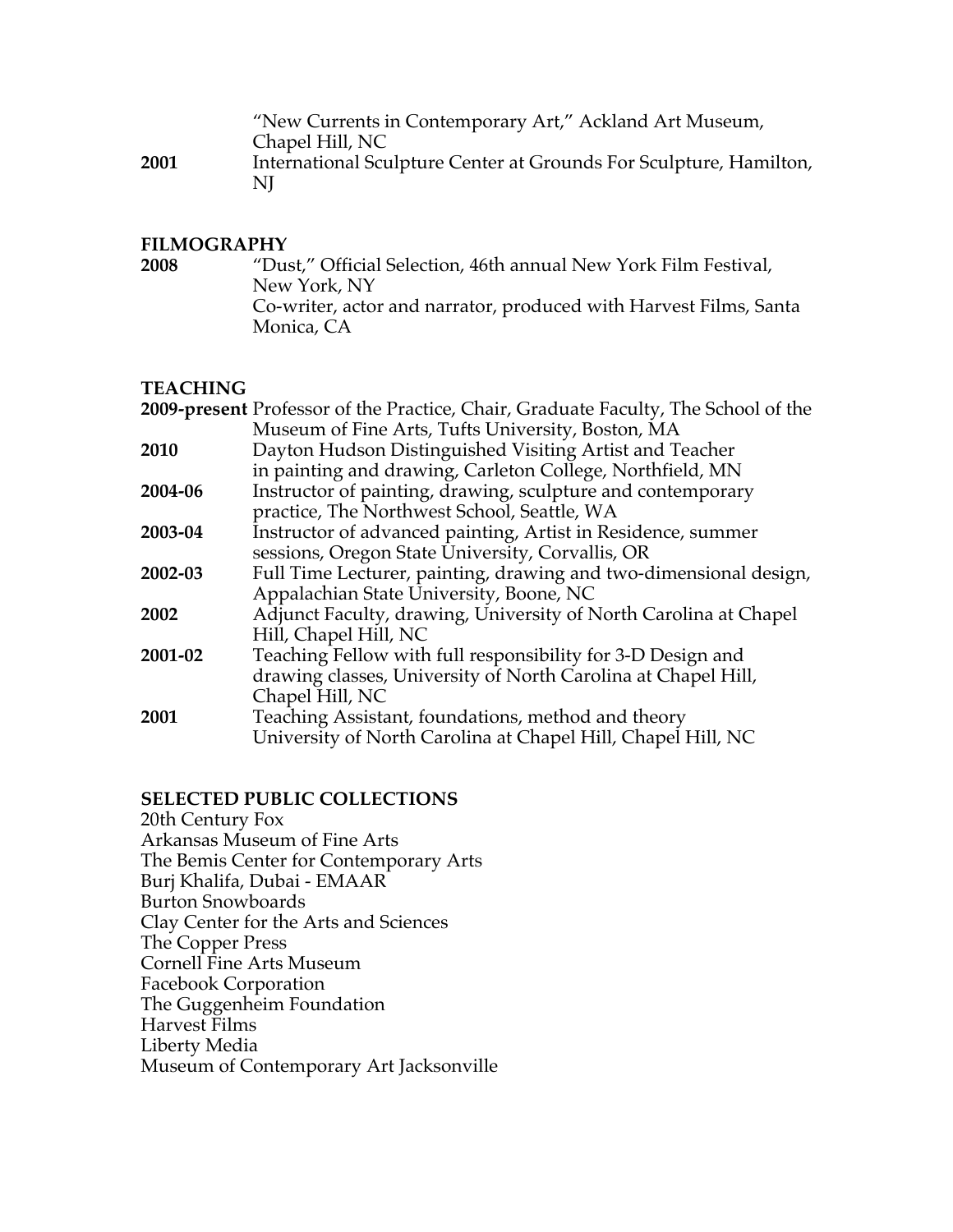| | |
|---|---|
| | "New Currents in Contemporary Art," Ackland Art Museum, Chapel Hill, NC |
| **2001** | International Sculpture Center at Grounds For Sculpture, Hamilton, NJ |

## FILMOGRAPHY

| | |
|---|---|
| **2008** | "Dust," Official Selection, 46th annual New York Film Festival, New York, NY<br>Co-writer, actor and narrator, produced with Harvest Films, Santa Monica, CA |

## TEACHING

| | |
|---|---|
| **2009-present** | Professor of the Practice, Chair, Graduate Faculty, The School of the Museum of Fine Arts, Tufts University, Boston, MA |
| **2010** | Dayton Hudson Distinguished Visiting Artist and Teacher in painting and drawing, Carleton College, Northfield, MN |
| **2004-06** | Instructor of painting, drawing, sculpture and contemporary practice, The Northwest School, Seattle, WA |
| **2003-04** | Instructor of advanced painting, Artist in Residence, summer sessions, Oregon State University, Corvallis, OR |
| **2002-03** | Full Time Lecturer, painting, drawing and two-dimensional design, Appalachian State University, Boone, NC |
| **2002** | Adjunct Faculty, drawing, University of North Carolina at Chapel Hill, Chapel Hill, NC |
| **2001-02** | Teaching Fellow with full responsibility for 3-D Design and drawing classes, University of North Carolina at Chapel Hill, Chapel Hill, NC |
| **2001** | Teaching Assistant, foundations, method and theory University of North Carolina at Chapel Hill, Chapel Hill, NC |

## SELECTED PUBLIC COLLECTIONS

20th Century Fox
Arkansas Museum of Fine Arts
The Bemis Center for Contemporary Arts
Burj Khalifa, Dubai - EMAAR
Burton Snowboards
Clay Center for the Arts and Sciences
The Copper Press
Cornell Fine Arts Museum
Facebook Corporation
The Guggenheim Foundation
Harvest Films
Liberty Media
Museum of Contemporary Art Jacksonville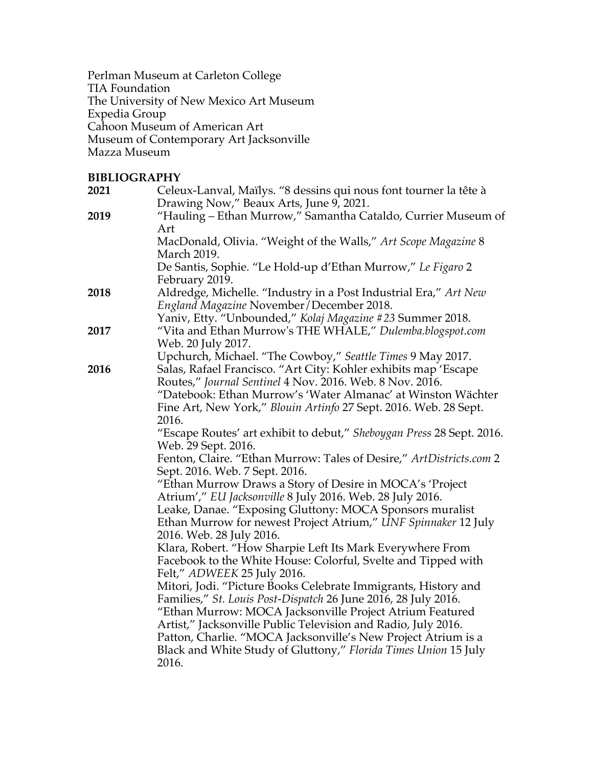Perlman Museum at Carleton College
TIA Foundation
The University of New Mexico Art Museum
Expedia Group
Cahoon Museum of American Art
Museum of Contemporary Art Jacksonville
Mazza Museum

**BIBLIOGRAPHY**

**2021**

Celeux-Lanval, Maïlys. "8 dessins qui nous font tourner la tête à Drawing Now," Beaux Arts, June 9, 2021.

**2019**

"Hauling – Ethan Murrow," Samantha Cataldo, Currier Museum of Art

MacDonald, Olivia. "Weight of the Walls," *Art Scope Magazine* 8 March 2019.

De Santis, Sophie. "Le Hold-up d'Ethan Murrow," *Le Figaro* 2 February 2019.

**2018**

Aldredge, Michelle. "Industry in a Post Industrial Era," *Art New England Magazine* November/December 2018.

Yaniv, Etty. "Unbounded," *Kolaj Magazine #23* Summer 2018.

**2017**

"Vita and Ethan Murrow's THE WHALE," *Dulemba.blogspot.com* Web. 20 July 2017.

Upchurch, Michael. "The Cowboy," *Seattle Times* 9 May 2017.

**2016**

Salas, Rafael Francisco. "Art City: Kohler exhibits map 'Escape Routes," *Journal Sentinel* 4 Nov. 2016. Web. 8 Nov. 2016.

"Datebook: Ethan Murrow's 'Water Almanac' at Winston Wächter Fine Art, New York," *Blouin Artinfo* 27 Sept. 2016. Web. 28 Sept. 2016.

"Escape Routes' art exhibit to debut," *Sheboygan Press* 28 Sept. 2016. Web. 29 Sept. 2016.

Fenton, Claire. "Ethan Murrow: Tales of Desire," *ArtDistricts.com* 2 Sept. 2016. Web. 7 Sept. 2016.

"Ethan Murrow Draws a Story of Desire in MOCA's 'Project Atrium'," *EU Jacksonville* 8 July 2016. Web. 28 July 2016.

Leake, Danae. "Exposing Gluttony: MOCA Sponsors muralist Ethan Murrow for newest Project Atrium," *UNF Spinnaker* 12 July 2016. Web. 28 July 2016.

Klara, Robert. "How Sharpie Left Its Mark Everywhere From Facebook to the White House: Colorful, Svelte and Tipped with Felt," *ADWEEK* 25 July 2016.

Mitori, Jodi. "Picture Books Celebrate Immigrants, History and Families," *St. Louis Post-Dispatch* 26 June 2016, 28 July 2016.

"Ethan Murrow: MOCA Jacksonville Project Atrium Featured Artist," Jacksonville Public Television and Radio, July 2016.

Patton, Charlie. "MOCA Jacksonville's New Project Atrium is a Black and White Study of Gluttony," *Florida Times Union* 15 July 2016.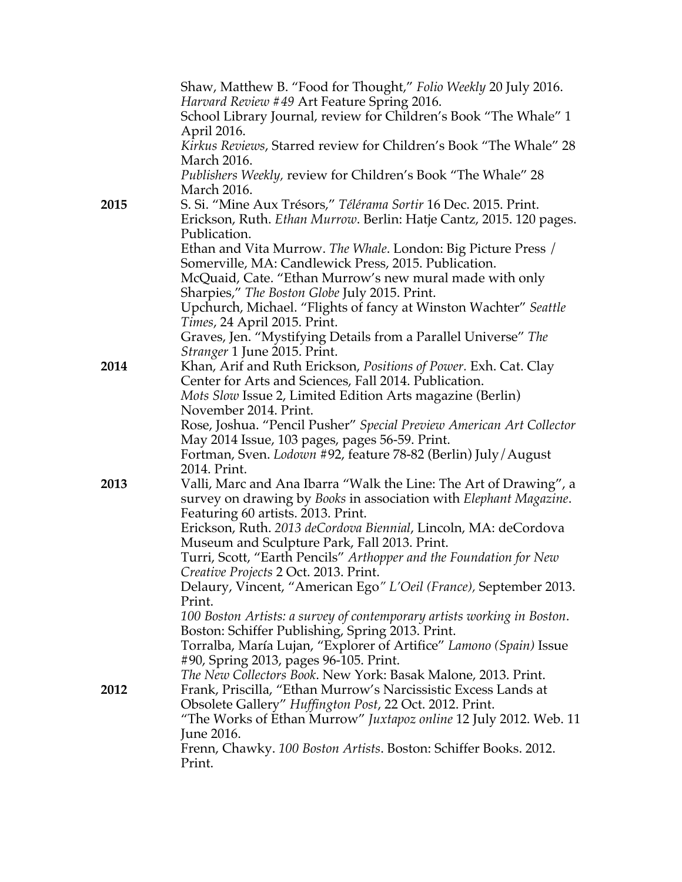Shaw, Matthew B. "Food for Thought," *Folio Weekly* 20 July 2016.
*Harvard Review #49* Art Feature Spring 2016.
School Library Journal, review for Children's Book "The Whale" 1 April 2016.
*Kirkus Reviews*, Starred review for Children's Book "The Whale" 28 March 2016.
*Publishers Weekly,* review for Children's Book "The Whale" 28 March 2016.

**2015**
S. Si. "Mine Aux Trésors," *Télérama Sortir* 16 Dec. 2015. Print.
Erickson, Ruth. *Ethan Murrow*. Berlin: Hatje Cantz, 2015. 120 pages. Publication.
Ethan and Vita Murrow. *The Whale*. London: Big Picture Press / Somerville, MA: Candlewick Press, 2015. Publication.
McQuaid, Cate. "Ethan Murrow's new mural made with only Sharpies," *The Boston Globe* July 2015. Print.
Upchurch, Michael. "Flights of fancy at Winston Wachter" *Seattle Times*, 24 April 2015. Print.
Graves, Jen. "Mystifying Details from a Parallel Universe" *The Stranger* 1 June 2015. Print.

**2014**
Khan, Arif and Ruth Erickson, *Positions of Power.* Exh. Cat. Clay Center for Arts and Sciences, Fall 2014. Publication.
*Mots Slow* Issue 2, Limited Edition Arts magazine (Berlin) November 2014. Print.
Rose, Joshua. "Pencil Pusher" *Special Preview American Art Collector* May 2014 Issue, 103 pages, pages 56-59. Print.
Fortman, Sven. *Lodown* #92, feature 78-82 (Berlin) July/August 2014. Print.

**2013**
Valli, Marc and Ana Ibarra "Walk the Line: The Art of Drawing", a survey on drawing by *Books* in association with *Elephant Magazine*. Featuring 60 artists. 2013. Print.
Erickson, Ruth. *2013 deCordova Biennial*, Lincoln, MA: deCordova Museum and Sculpture Park, Fall 2013. Print.
Turri, Scott, "Earth Pencils" *Arthopper and the Foundation for New Creative Projects* 2 Oct. 2013. Print.
Delaury, Vincent, "American Ego*" L'Oeil (France),* September 2013. Print.
*100 Boston Artists: a survey of contemporary artists working in Boston*. Boston: Schiffer Publishing, Spring 2013. Print.
Torralba, María Lujan, "Explorer of Artifice" *Lamono (Spain)* Issue #90, Spring 2013, pages 96-105. Print.
*The New Collectors Book*. New York: Basak Malone, 2013. Print.

**2012**
Frank, Priscilla, "Ethan Murrow's Narcissistic Excess Lands at Obsolete Gallery" *Huffington Post*, 22 Oct. 2012. Print.
"The Works of Ethan Murrow" *Juxtapoz online* 12 July 2012. Web. 11 June 2016.
Frenn, Chawky. *100 Boston Artists*. Boston: Schiffer Books. 2012. Print.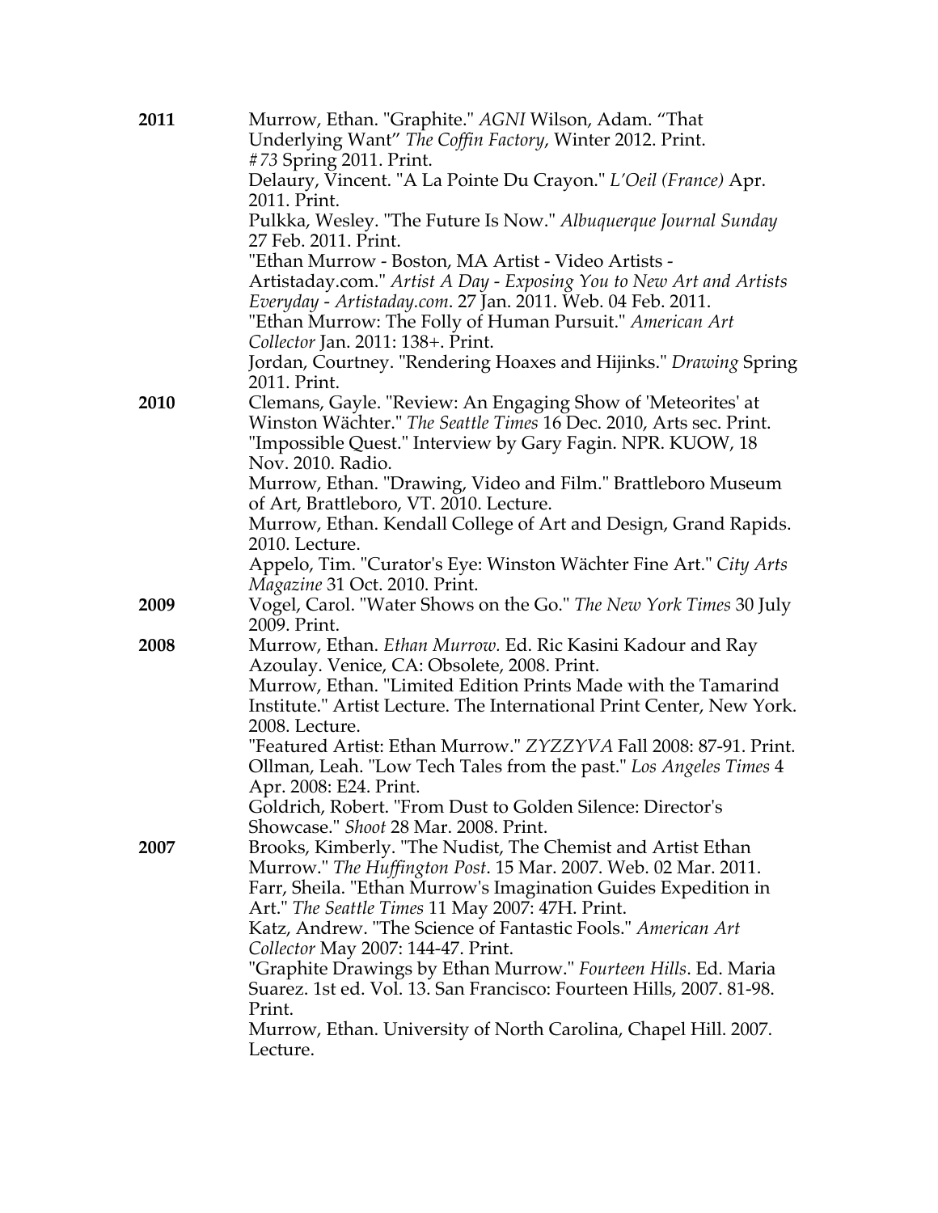**2011**

Murrow, Ethan. "Graphite." *AGNI* Wilson, Adam. "That Underlying Want" *The Coffin Factory*, Winter 2012. Print. *#73* Spring 2011. Print.

Delaury, Vincent. "A La Pointe Du Crayon." *L'Oeil (France)* Apr. 2011. Print.

Pulkka, Wesley. "The Future Is Now." *Albuquerque Journal Sunday* 27 Feb. 2011. Print.

"Ethan Murrow - Boston, MA Artist - Video Artists - Artistaday.com." *Artist A Day - Exposing You to New Art and Artists Everyday - Artistaday.com*. 27 Jan. 2011. Web. 04 Feb. 2011.

"Ethan Murrow: The Folly of Human Pursuit." *American Art Collector* Jan. 2011: 138+. Print.

Jordan, Courtney. "Rendering Hoaxes and Hijinks." *Drawing* Spring 2011. Print.

**2010**

Clemans, Gayle. "Review: An Engaging Show of 'Meteorites' at Winston Wächter." *The Seattle Times* 16 Dec. 2010, Arts sec. Print.

"Impossible Quest." Interview by Gary Fagin. NPR. KUOW, 18 Nov. 2010. Radio.

Murrow, Ethan. "Drawing, Video and Film." Brattleboro Museum of Art, Brattleboro, VT. 2010. Lecture.

Murrow, Ethan. Kendall College of Art and Design, Grand Rapids. 2010. Lecture.

Appelo, Tim. "Curator's Eye: Winston Wächter Fine Art." *City Arts Magazine* 31 Oct. 2010. Print.

**2009**

Vogel, Carol. "Water Shows on the Go." *The New York Times* 30 July 2009. Print.

**2008**

Murrow, Ethan. *Ethan Murrow.* Ed. Ric Kasini Kadour and Ray Azoulay. Venice, CA: Obsolete, 2008. Print.

Murrow, Ethan. "Limited Edition Prints Made with the Tamarind Institute." Artist Lecture. The International Print Center, New York. 2008. Lecture.

"Featured Artist: Ethan Murrow." *ZYZZYVA* Fall 2008: 87-91. Print.

Ollman, Leah. "Low Tech Tales from the past." *Los Angeles Times* 4 Apr. 2008: E24. Print.

Goldrich, Robert. "From Dust to Golden Silence: Director's Showcase." *Shoot* 28 Mar. 2008. Print.

**2007**

Brooks, Kimberly. "The Nudist, The Chemist and Artist Ethan Murrow." *The Huffington Post*. 15 Mar. 2007. Web. 02 Mar. 2011.

Farr, Sheila. "Ethan Murrow's Imagination Guides Expedition in Art." *The Seattle Times* 11 May 2007: 47H. Print.

Katz, Andrew. "The Science of Fantastic Fools." *American Art Collector* May 2007: 144-47. Print.

"Graphite Drawings by Ethan Murrow." *Fourteen Hills*. Ed. Maria Suarez. 1st ed. Vol. 13. San Francisco: Fourteen Hills, 2007. 81-98. Print.

Murrow, Ethan. University of North Carolina, Chapel Hill. 2007. Lecture.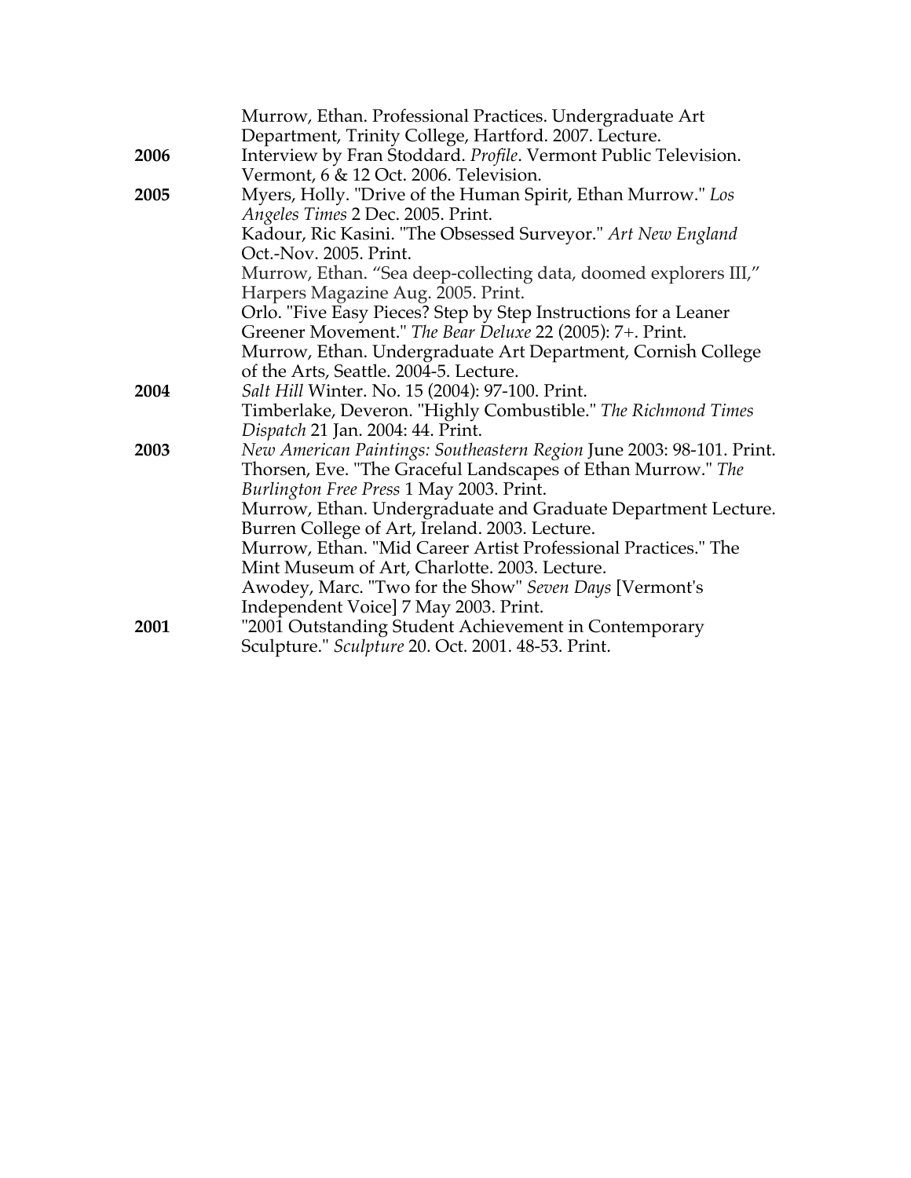Murrow, Ethan. Professional Practices. Undergraduate Art Department, Trinity College, Hartford. 2007. Lecture.

**2006** Interview by Fran Stoddard. *Profile*. Vermont Public Television. Vermont, 6 & 12 Oct. 2006. Television.

**2005** Myers, Holly. "Drive of the Human Spirit, Ethan Murrow." *Los Angeles Times* 2 Dec. 2005. Print.

Kadour, Ric Kasini. "The Obsessed Surveyor." *Art New England* Oct.-Nov. 2005. Print.

Murrow, Ethan. "Sea deep-collecting data, doomed explorers III," Harpers Magazine Aug. 2005. Print.

Orlo. "Five Easy Pieces? Step by Step Instructions for a Leaner Greener Movement." *The Bear Deluxe* 22 (2005): 7+. Print.

Murrow, Ethan. Undergraduate Art Department, Cornish College of the Arts, Seattle. 2004-5. Lecture.

**2004** *Salt Hill* Winter. No. 15 (2004): 97-100. Print.

Timberlake, Deveron. "Highly Combustible." *The Richmond Times Dispatch* 21 Jan. 2004: 44. Print.

**2003** *New American Paintings: Southeastern Region* June 2003: 98-101. Print.

Thorsen, Eve. "The Graceful Landscapes of Ethan Murrow." *The Burlington Free Press* 1 May 2003. Print.

Murrow, Ethan. Undergraduate and Graduate Department Lecture. Burren College of Art, Ireland. 2003. Lecture.

Murrow, Ethan. "Mid Career Artist Professional Practices." The Mint Museum of Art, Charlotte. 2003. Lecture.

Awodey, Marc. "Two for the Show" *Seven Days* [Vermont's Independent Voice] 7 May 2003. Print.

**2001** "2001 Outstanding Student Achievement in Contemporary Sculpture." *Sculpture* 20. Oct. 2001. 48-53. Print.